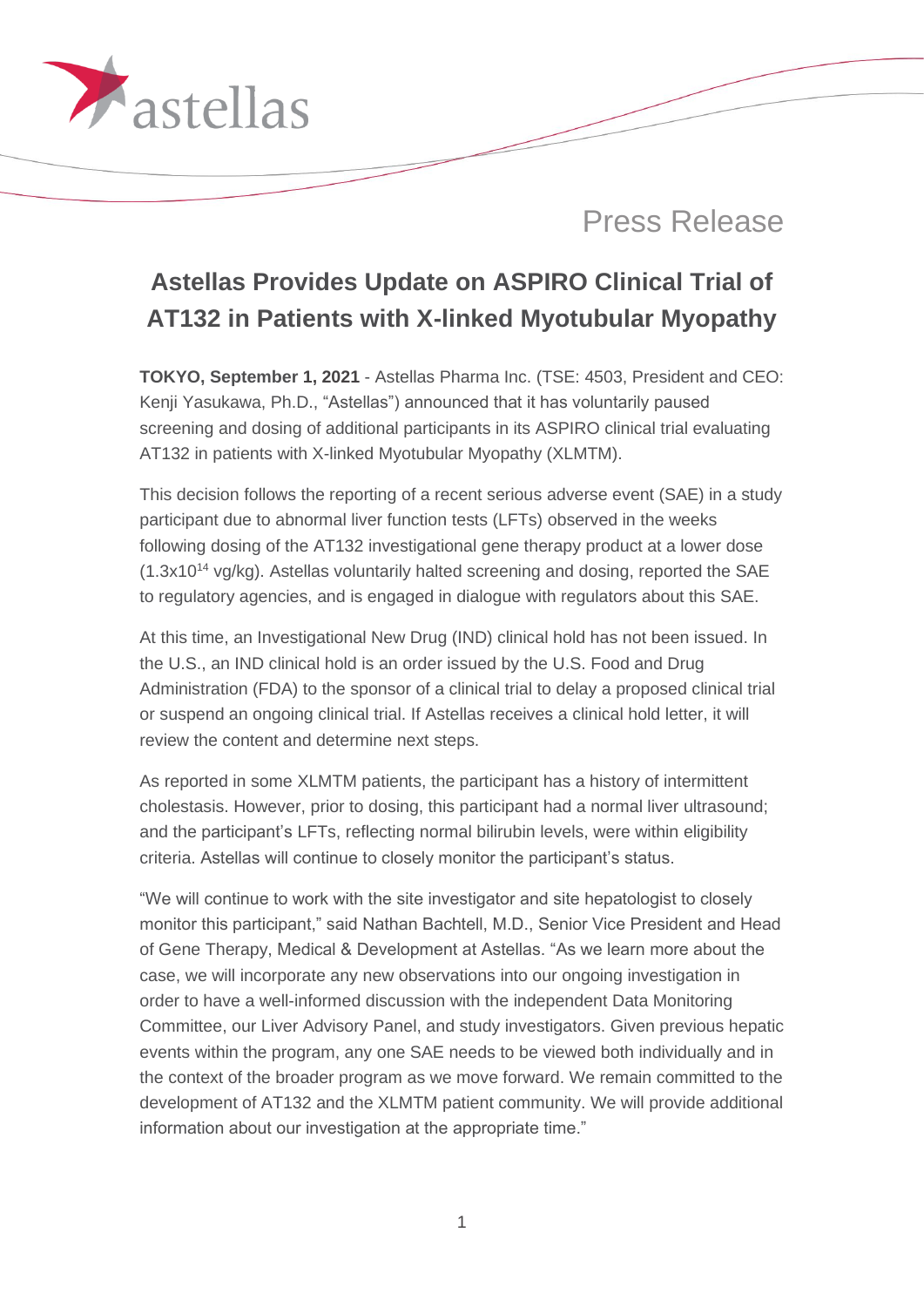Press Release

# Astellas Provides Update on ASPIRO Clinical Trial of AT132 in Patients with X-linked Myotubular Myopathy

**TOKYO, September 1, 2021** - Astellas Pharma Inc. (TSE: 4503, President and CEO: Kenji Yasukawa, Ph.D., "Astellas") announced that it has voluntarily paused screening and dosing of additional participants in its ASPIRO clinical trial evaluating AT132 in patients with X-linked Myotubular Myopathy (XLMTM).

This decision follows the reporting of a recent serious adverse event (SAE) in a study participant due to abnormal liver function tests (LFTs) observed in the weeks following dosing of the AT132 investigational gene therapy product at a lower dose ($1.3x10^{14}$ vg/kg). Astellas voluntarily halted screening and dosing, reported the SAE to regulatory agencies, and is engaged in dialogue with regulators about this SAE.

At this time, an Investigational New Drug (IND) clinical hold has not been issued. In the U.S., an IND clinical hold is an order issued by the U.S. Food and Drug Administration (FDA) to the sponsor of a clinical trial to delay a proposed clinical trial or suspend an ongoing clinical trial. If Astellas receives a clinical hold letter, it will review the content and determine next steps.

As reported in some XLMTM patients, the participant has a history of intermittent cholestasis. However, prior to dosing, this participant had a normal liver ultrasound; and the participant's LFTs, reflecting normal bilirubin levels, were within eligibility criteria. Astellas will continue to closely monitor the participant's status.

"We will continue to work with the site investigator and site hepatologist to closely monitor this participant," said Nathan Bachtell, M.D., Senior Vice President and Head of Gene Therapy, Medical & Development at Astellas. "As we learn more about the case, we will incorporate any new observations into our ongoing investigation in order to have a well-informed discussion with the independent Data Monitoring Committee, our Liver Advisory Panel, and study investigators. Given previous hepatic events within the program, any one SAE needs to be viewed both individually and in the context of the broader program as we move forward. We remain committed to the development of AT132 and the XLMTM patient community. We will provide additional information about our investigation at the appropriate time."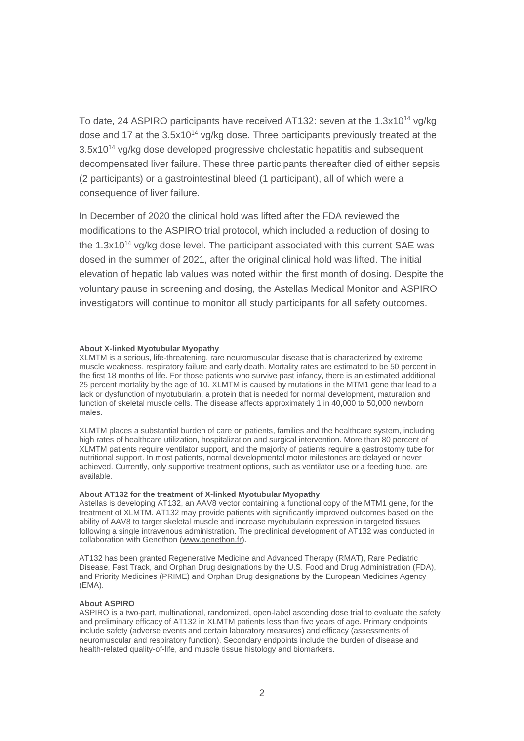To date, 24 ASPIRO participants have received AT132: seven at the $1.3x10^{14}$ vg/kg dose and 17 at the $3.5x10^{14}$ vg/kg dose. Three participants previously treated at the $3.5x10^{14}$ vg/kg dose developed progressive cholestatic hepatitis and subsequent decompensated liver failure. These three participants thereafter died of either sepsis (2 participants) or a gastrointestinal bleed (1 participant), all of which were a consequence of liver failure.

In December of 2020 the clinical hold was lifted after the FDA reviewed the modifications to the ASPIRO trial protocol, which included a reduction of dosing to the $1.3x10^{14}$ vg/kg dose level. The participant associated with this current SAE was dosed in the summer of 2021, after the original clinical hold was lifted. The initial elevation of hepatic lab values was noted within the first month of dosing. Despite the voluntary pause in screening and dosing, the Astellas Medical Monitor and ASPIRO investigators will continue to monitor all study participants for all safety outcomes.

**About X-linked Myotubular Myopathy**

XLMTM is a serious, life-threatening, rare neuromuscular disease that is characterized by extreme muscle weakness, respiratory failure and early death. Mortality rates are estimated to be 50 percent in the first 18 months of life. For those patients who survive past infancy, there is an estimated additional 25 percent mortality by the age of 10. XLMTM is caused by mutations in the MTM1 gene that lead to a lack or dysfunction of myotubularin, a protein that is needed for normal development, maturation and function of skeletal muscle cells. The disease affects approximately 1 in 40,000 to 50,000 newborn males.

XLMTM places a substantial burden of care on patients, families and the healthcare system, including high rates of healthcare utilization, hospitalization and surgical intervention. More than 80 percent of XLMTM patients require ventilator support, and the majority of patients require a gastrostomy tube for nutritional support. In most patients, normal developmental motor milestones are delayed or never achieved. Currently, only supportive treatment options, such as ventilator use or a feeding tube, are available.

**About AT132 for the treatment of X-linked Myotubular Myopathy**

Astellas is developing AT132, an AAV8 vector containing a functional copy of the MTM1 gene, for the treatment of XLMTM. AT132 may provide patients with significantly improved outcomes based on the ability of AAV8 to target skeletal muscle and increase myotubularin expression in targeted tissues following a single intravenous administration. The preclinical development of AT132 was conducted in collaboration with Genethon (www.genethon.fr).

AT132 has been granted Regenerative Medicine and Advanced Therapy (RMAT), Rare Pediatric Disease, Fast Track, and Orphan Drug designations by the U.S. Food and Drug Administration (FDA), and Priority Medicines (PRIME) and Orphan Drug designations by the European Medicines Agency (EMA).

**About ASPIRO**

ASPIRO is a two-part, multinational, randomized, open-label ascending dose trial to evaluate the safety and preliminary efficacy of AT132 in XLMTM patients less than five years of age. Primary endpoints include safety (adverse events and certain laboratory measures) and efficacy (assessments of neuromuscular and respiratory function). Secondary endpoints include the burden of disease and health-related quality-of-life, and muscle tissue histology and biomarkers.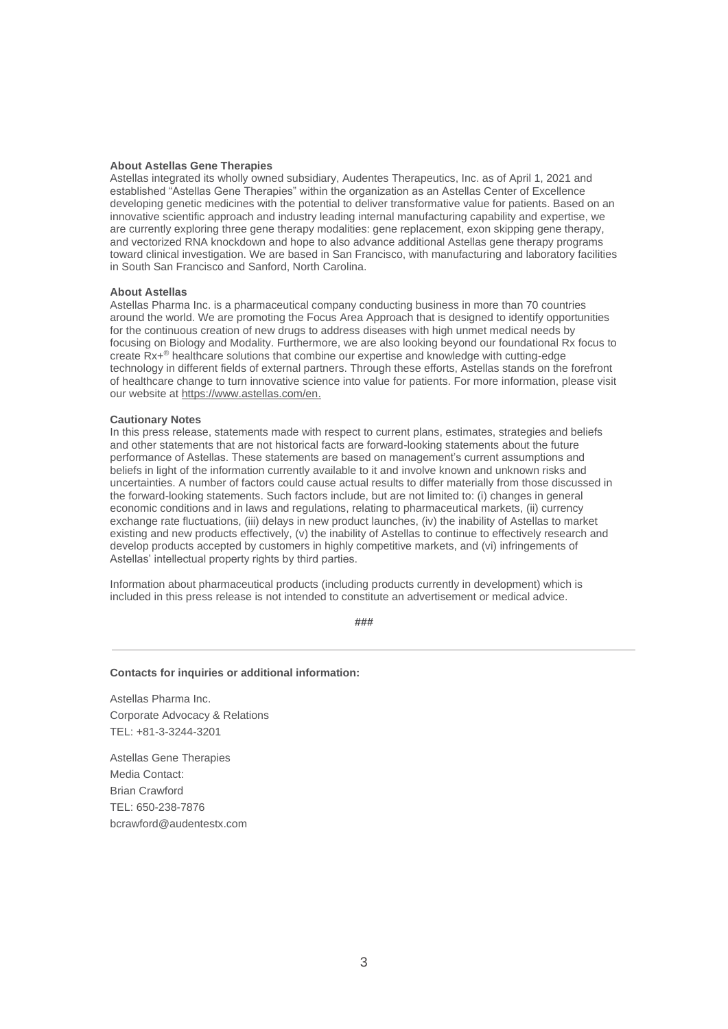**About Astellas Gene Therapies**

Astellas integrated its wholly owned subsidiary, Audentes Therapeutics, Inc. as of April 1, 2021 and established "Astellas Gene Therapies" within the organization as an Astellas Center of Excellence developing genetic medicines with the potential to deliver transformative value for patients. Based on an innovative scientific approach and industry leading internal manufacturing capability and expertise, we are currently exploring three gene therapy modalities: gene replacement, exon skipping gene therapy, and vectorized RNA knockdown and hope to also advance additional Astellas gene therapy programs toward clinical investigation. We are based in San Francisco, with manufacturing and laboratory facilities in South San Francisco and Sanford, North Carolina.

**About Astellas**

Astellas Pharma Inc. is a pharmaceutical company conducting business in more than 70 countries around the world. We are promoting the Focus Area Approach that is designed to identify opportunities for the continuous creation of new drugs to address diseases with high unmet medical needs by focusing on Biology and Modality. Furthermore, we are also looking beyond our foundational Rx focus to create Rx+® healthcare solutions that combine our expertise and knowledge with cutting-edge technology in different fields of external partners. Through these efforts, Astellas stands on the forefront of healthcare change to turn innovative science into value for patients. For more information, please visit our website at https://www.astellas.com/en.

**Cautionary Notes**

In this press release, statements made with respect to current plans, estimates, strategies and beliefs and other statements that are not historical facts are forward-looking statements about the future performance of Astellas. These statements are based on management's current assumptions and beliefs in light of the information currently available to it and involve known and unknown risks and uncertainties. A number of factors could cause actual results to differ materially from those discussed in the forward-looking statements. Such factors include, but are not limited to: (i) changes in general economic conditions and in laws and regulations, relating to pharmaceutical markets, (ii) currency exchange rate fluctuations, (iii) delays in new product launches, (iv) the inability of Astellas to market existing and new products effectively, (v) the inability of Astellas to continue to effectively research and develop products accepted by customers in highly competitive markets, and (vi) infringements of Astellas' intellectual property rights by third parties.

Information about pharmaceutical products (including products currently in development) which is included in this press release is not intended to constitute an advertisement or medical advice.

###

---

**Contacts for inquiries or additional information:**

Astellas Pharma Inc.
Corporate Advocacy & Relations
TEL: +81-3-3244-3201

Astellas Gene Therapies
Media Contact:
Brian Crawford
TEL: 650-238-7876
bcrawford@audentestx.com